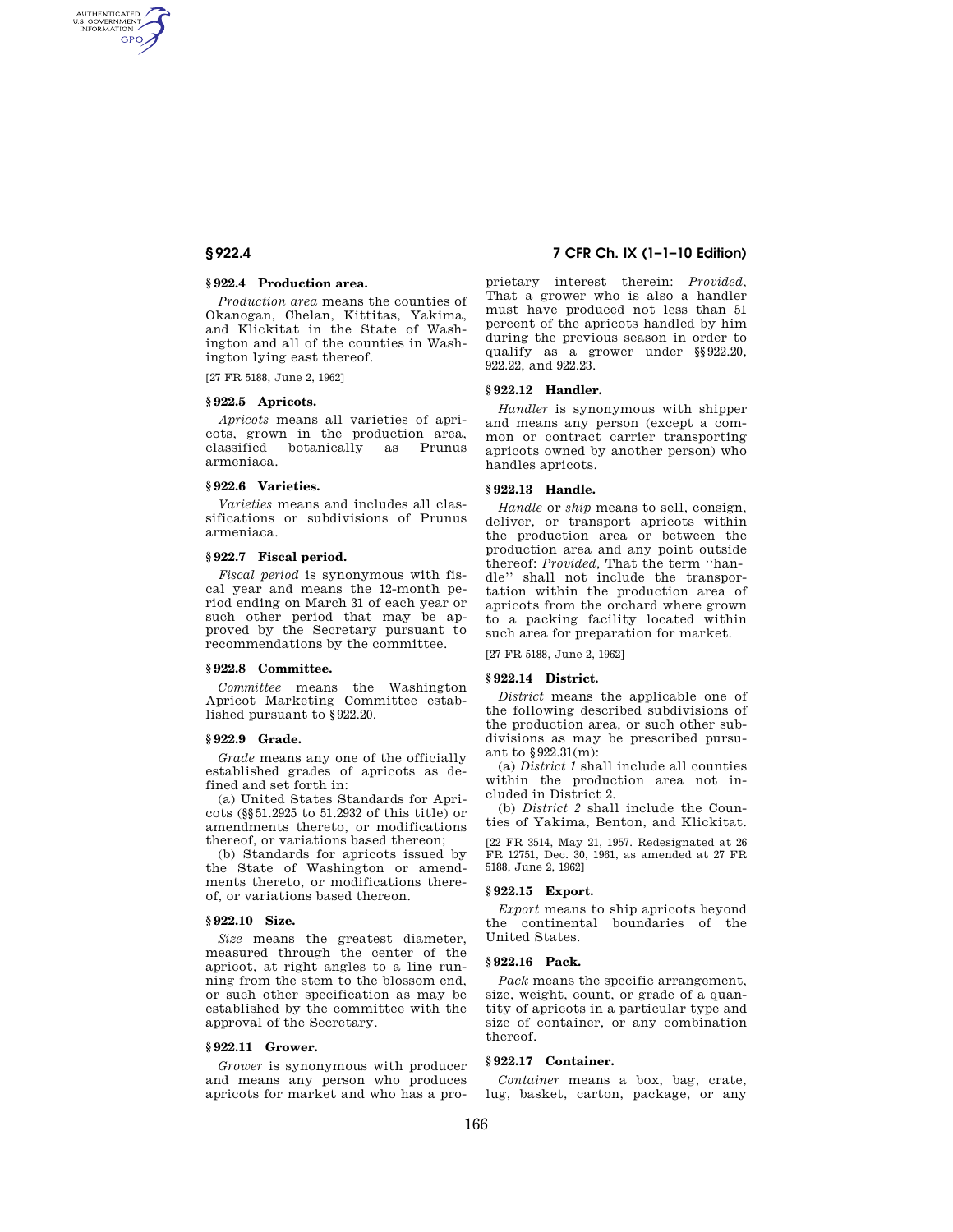### § 922.4 Production area.

*Production area* means the counties of Okanogan, Chelan, Kittitas, Yakima, and Klickitat in the State of Washington and all of the counties in Washington lying east thereof.

[27 FR 5188, June 2, 1962]

### § 922.5 Apricots.

*Apricots* means all varieties of apricots, grown in the production area, classified botanically as Prunus armeniaca.

### § 922.6 Varieties.

*Varieties* means and includes all classifications or subdivisions of Prunus armeniaca.

### § 922.7 Fiscal period.

*Fiscal period* is synonymous with fiscal year and means the 12-month period ending on March 31 of each year or such other period that may be approved by the Secretary pursuant to recommendations by the committee.

### § 922.8 Committee.

*Committee* means the Washington Apricot Marketing Committee established pursuant to § 922.20.

### § 922.9 Grade.

*Grade* means any one of the officially established grades of apricots as defined and set forth in:

(a) United States Standards for Apricots (§§ 51.2925 to 51.2932 of this title) or amendments thereto, or modifications thereof, or variations based thereon;

(b) Standards for apricots issued by the State of Washington or amendments thereto, or modifications thereof, or variations based thereon.

### § 922.10 Size.

*Size* means the greatest diameter, measured through the center of the apricot, at right angles to a line running from the stem to the blossom end, or such other specification as may be established by the committee with the approval of the Secretary.

### § 922.11 Grower.

*Grower* is synonymous with producer and means any person who produces apricots for market and who has a proprietary interest therein: *Provided,* That a grower who is also a handler must have produced not less than 51 percent of the apricots handled by him during the previous season in order to qualify as a grower under §§ 922.20, 922.22, and 922.23.

### § 922.12 Handler.

*Handler* is synonymous with shipper and means any person (except a common or contract carrier transporting apricots owned by another person) who handles apricots.

### § 922.13 Handle.

*Handle* or *ship* means to sell, consign, deliver, or transport apricots within the production area or between the production area and any point outside thereof: *Provided,* That the term "handle" shall not include the transportation within the production area of apricots from the orchard where grown to a packing facility located within such area for preparation for market.

[27 FR 5188, June 2, 1962]

### § 922.14 District.

*District* means the applicable one of the following described subdivisions of the production area, or such other subdivisions as may be prescribed pursuant to § 922.31(m):

(a) *District 1* shall include all counties within the production area not included in District 2.

(b) *District 2* shall include the Counties of Yakima, Benton, and Klickitat.

[22 FR 3514, May 21, 1957. Redesignated at 26 FR 12751, Dec. 30, 1961, as amended at 27 FR 5188, June 2, 1962]

### § 922.15 Export.

*Export* means to ship apricots beyond the continental boundaries of the United States.

### § 922.16 Pack.

*Pack* means the specific arrangement, size, weight, count, or grade of a quantity of apricots in a particular type and size of container, or any combination thereof.

### § 922.17 Container.

*Container* means a box, bag, crate, lug, basket, carton, package, or any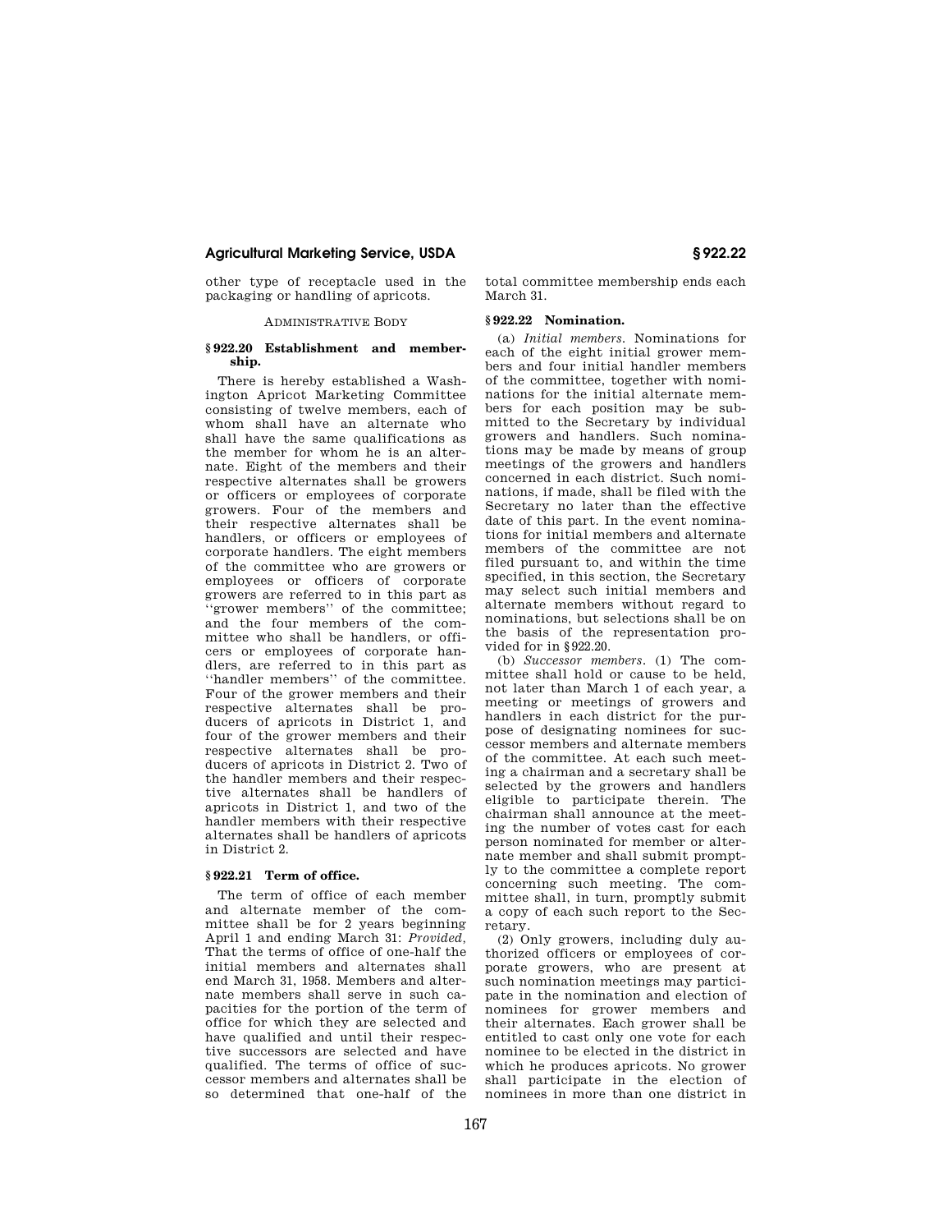other type of receptacle used in the packaging or handling of apricots.

ADMINISTRATIVE BODY

### § 922.20 Establishment and membership.

There is hereby established a Washington Apricot Marketing Committee consisting of twelve members, each of whom shall have an alternate who shall have the same qualifications as the member for whom he is an alternate. Eight of the members and their respective alternates shall be growers or officers or employees of corporate growers. Four of the members and their respective alternates shall be handlers, or officers or employees of corporate handlers. The eight members of the committee who are growers or employees or officers of corporate growers are referred to in this part as ''grower members'' of the committee; and the four members of the committee who shall be handlers, or officers or employees of corporate handlers, are referred to in this part as ''handler members'' of the committee. Four of the grower members and their respective alternates shall be producers of apricots in District 1, and four of the grower members and their respective alternates shall be producers of apricots in District 2. Two of the handler members and their respective alternates shall be handlers of apricots in District 1, and two of the handler members with their respective alternates shall be handlers of apricots in District 2.

### § 922.21 Term of office.

The term of office of each member and alternate member of the committee shall be for 2 years beginning April 1 and ending March 31: *Provided*, That the terms of office of one-half the initial members and alternates shall end March 31, 1958. Members and alternate members shall serve in such capacities for the portion of the term of office for which they are selected and have qualified and until their respective successors are selected and have qualified. The terms of office of successor members and alternates shall be so determined that one-half of the total committee membership ends each March 31.

### § 922.22 Nomination.

(a) *Initial members*. Nominations for each of the eight initial grower members and four initial handler members of the committee, together with nominations for the initial alternate members for each position may be submitted to the Secretary by individual growers and handlers. Such nominations may be made by means of group meetings of the growers and handlers concerned in each district. Such nominations, if made, shall be filed with the Secretary no later than the effective date of this part. In the event nominations for initial members and alternate members of the committee are not filed pursuant to, and within the time specified, in this section, the Secretary may select such initial members and alternate members without regard to nominations, but selections shall be on the basis of the representation provided for in § 922.20.

(b) *Successor members*. (1) The committee shall hold or cause to be held, not later than March 1 of each year, a meeting or meetings of growers and handlers in each district for the purpose of designating nominees for successor members and alternate members of the committee. At each such meeting a chairman and a secretary shall be selected by the growers and handlers eligible to participate therein. The chairman shall announce at the meeting the number of votes cast for each person nominated for member or alternate member and shall submit promptly to the committee a complete report concerning such meeting. The committee shall, in turn, promptly submit a copy of each such report to the Secretary.

(2) Only growers, including duly authorized officers or employees of corporate growers, who are present at such nomination meetings may participate in the nomination and election of nominees for grower members and their alternates. Each grower shall be entitled to cast only one vote for each nominee to be elected in the district in which he produces apricots. No grower shall participate in the election of nominees in more than one district in